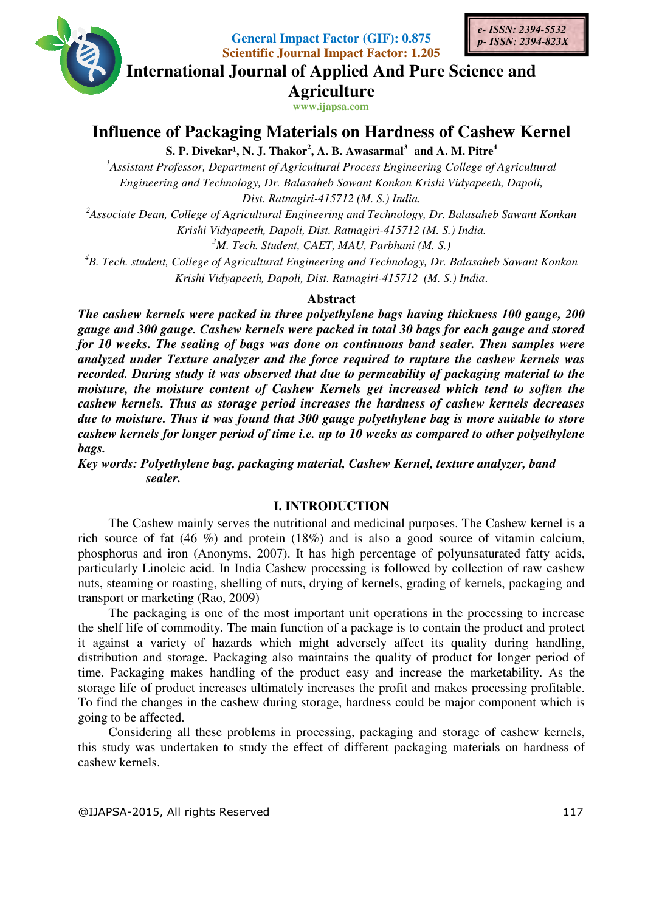General Impact Factor (GIF): 0.875
Scientific Journal Impact Factor: 1.205

e- ISSN: 2394-5532
p- ISSN: 2394-823X

International Journal of Applied And Pure Science and Agriculture

www.ijapsa.com

# Influence of Packaging Materials on Hardness of Cashew Kernel

**S. P. Divekar[1], N. J. Thakor[2], A. B. Awasarmal[3] and A. M. Pitre[4]**

[1]*Assistant Professor, Department of Agricultural Process Engineering College of Agricultural Engineering and Technology, Dr. Balasaheb Sawant Konkan Krishi Vidyapeeth, Dapoli, Dist. Ratnagiri-415712 (M. S.) India.*

[2]*Associate Dean, College of Agricultural Engineering and Technology, Dr. Balasaheb Sawant Konkan Krishi Vidyapeeth, Dapoli, Dist. Ratnagiri-415712 (M. S.) India.*

[3]*M. Tech. Student, CAET, MAU, Parbhani (M. S.)*

[4]*B. Tech. student, College of Agricultural Engineering and Technology, Dr. Balasaheb Sawant Konkan Krishi Vidyapeeth, Dapoli, Dist. Ratnagiri-415712 (M. S.) India.*

## Abstract

***The cashew kernels were packed in three polyethylene bags having thickness 100 gauge, 200 gauge and 300 gauge. Cashew kernels were packed in total 30 bags for each gauge and stored for 10 weeks. The sealing of bags was done on continuous band sealer. Then samples were analyzed under Texture analyzer and the force required to rupture the cashew kernels was recorded. During study it was observed that due to permeability of packaging material to the moisture, the moisture content of Cashew Kernels get increased which tend to soften the cashew kernels. Thus as storage period increases the hardness of cashew kernels decreases due to moisture. Thus it was found that 300 gauge polyethylene bag is more suitable to store cashew kernels for longer period of time i.e. up to 10 weeks as compared to other polyethylene bags.***

***Key words: Polyethylene bag, packaging material, Cashew Kernel, texture analyzer, band sealer.***

## I. INTRODUCTION

The Cashew mainly serves the nutritional and medicinal purposes. The Cashew kernel is a rich source of fat (46 %) and protein (18%) and is also a good source of vitamin calcium, phosphorus and iron (Anonyms, 2007). It has high percentage of polyunsaturated fatty acids, particularly Linoleic acid. In India Cashew processing is followed by collection of raw cashew nuts, steaming or roasting, shelling of nuts, drying of kernels, grading of kernels, packaging and transport or marketing (Rao, 2009)

The packaging is one of the most important unit operations in the processing to increase the shelf life of commodity. The main function of a package is to contain the product and protect it against a variety of hazards which might adversely affect its quality during handling, distribution and storage. Packaging also maintains the quality of product for longer period of time. Packaging makes handling of the product easy and increase the marketability. As the storage life of product increases ultimately increases the profit and makes processing profitable. To find the changes in the cashew during storage, hardness could be major component which is going to be affected.

Considering all these problems in processing, packaging and storage of cashew kernels, this study was undertaken to study the effect of different packaging materials on hardness of cashew kernels.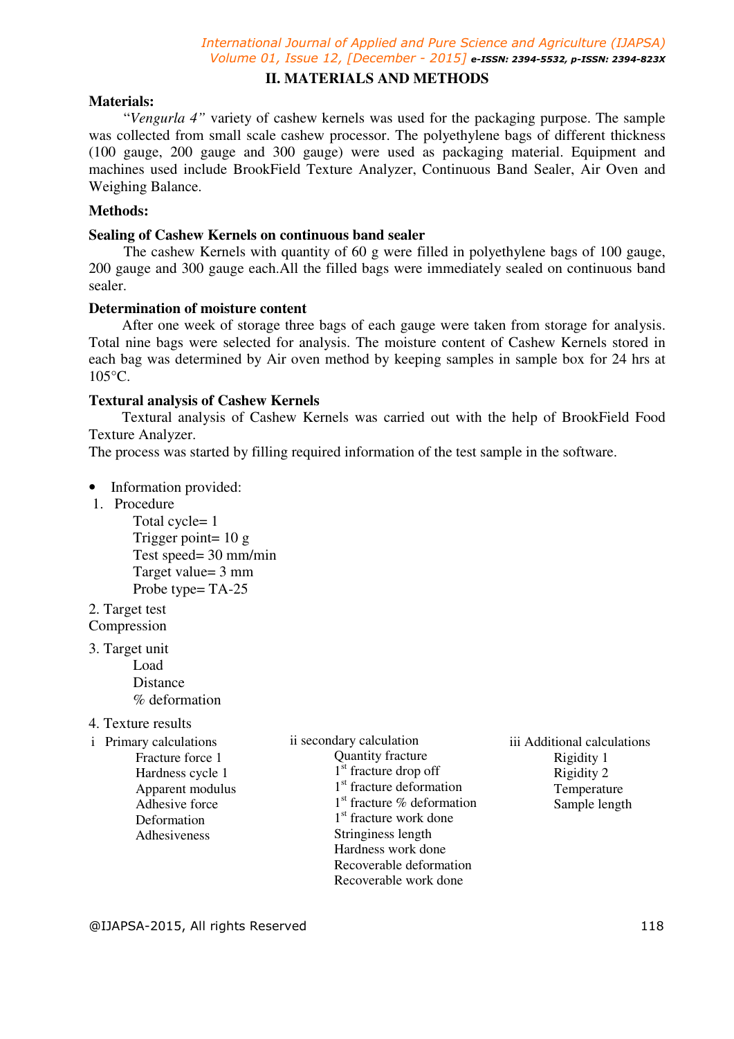## II. MATERIALS AND METHODS

**Materials:**

"*Vengurla 4"* variety of cashew kernels was used for the packaging purpose. The sample was collected from small scale cashew processor. The polyethylene bags of different thickness (100 gauge, 200 gauge and 300 gauge) were used as packaging material. Equipment and machines used include BrookField Texture Analyzer, Continuous Band Sealer, Air Oven and Weighing Balance.

**Methods:**

**Sealing of Cashew Kernels on continuous band sealer**

The cashew Kernels with quantity of 60 g were filled in polyethylene bags of 100 gauge, 200 gauge and 300 gauge each.All the filled bags were immediately sealed on continuous band sealer.

**Determination of moisture content**

After one week of storage three bags of each gauge were taken from storage for analysis. Total nine bags were selected for analysis. The moisture content of Cashew Kernels stored in each bag was determined by Air oven method by keeping samples in sample box for 24 hrs at 105°C.

**Textural analysis of Cashew Kernels**

Textural analysis of Cashew Kernels was carried out with the help of BrookField Food Texture Analyzer.

The process was started by filling required information of the test sample in the software.

- Information provided:

1. Procedure
   - Total cycle= 1
   - Trigger point= 10 g
   - Test speed= 30 mm/min
   - Target value= 3 mm
   - Probe type= TA-25

2. Target test
   - Compression

3. Target unit
   - Load
   - Distance
   - % deformation

4. Texture results

i Primary calculations
- Fracture force 1
- Hardness cycle 1
- Apparent modulus
- Adhesive force
- Deformation
- Adhesiveness

ii secondary calculation
- Quantity fracture
- 1st fracture drop off
- 1st fracture deformation
- 1st fracture % deformation
- 1st fracture work done
- Stringiness length
- Hardness work done
- Recoverable deformation
- Recoverable work done

iii Additional calculations
- Rigidity 1
- Rigidity 2
- Temperature
- Sample length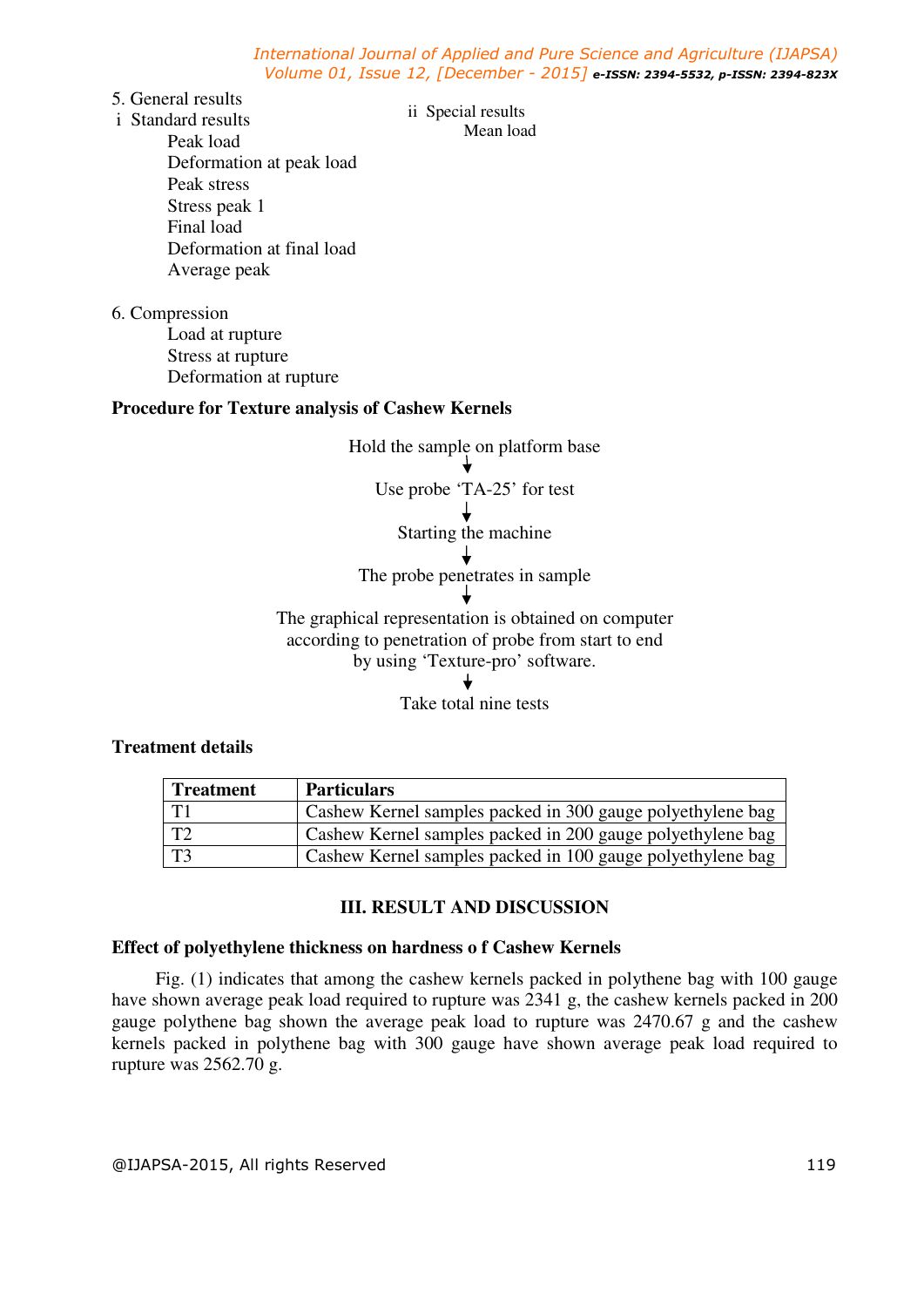5. General results

i Standard results

- Peak load
- Deformation at peak load
- Peak stress
- Stress peak 1
- Final load
- Deformation at final load
- Average peak

ii Special results

- Mean load

6. Compression

- Load at rupture
- Stress at rupture
- Deformation at rupture

**Procedure for Texture analysis of Cashew Kernels**

Hold the sample on platform base

↓

Use probe 'TA-25' for test

↓

Starting the machine

↓

The probe penetrates in sample

↓

The graphical representation is obtained on computer according to penetration of probe from start to end by using 'Texture-pro' software.

↓

Take total nine tests

**Treatment details**

| Treatment | Particulars |
|---|---|
| T1 | Cashew Kernel samples packed in 300 gauge polyethylene bag |
| T2 | Cashew Kernel samples packed in 200 gauge polyethylene bag |
| T3 | Cashew Kernel samples packed in 100 gauge polyethylene bag |

## III. RESULT AND DISCUSSION

**Effect of polyethylene thickness on hardness o f Cashew Kernels**

Fig. (1) indicates that among the cashew kernels packed in polythene bag with 100 gauge have shown average peak load required to rupture was 2341 g, the cashew kernels packed in 200 gauge polythene bag shown the average peak load to rupture was 2470.67 g and the cashew kernels packed in polythene bag with 300 gauge have shown average peak load required to rupture was 2562.70 g.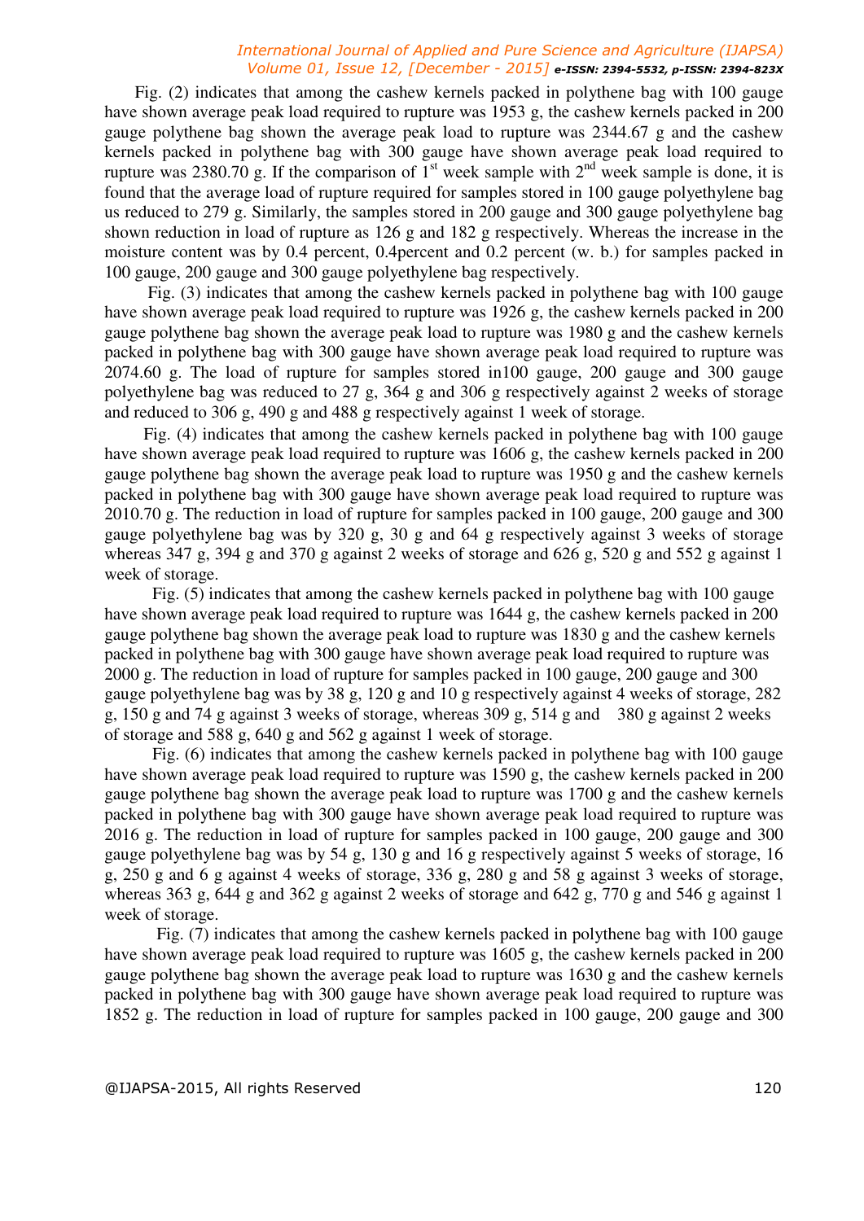Fig. (2) indicates that among the cashew kernels packed in polythene bag with 100 gauge have shown average peak load required to rupture was 1953 g, the cashew kernels packed in 200 gauge polythene bag shown the average peak load to rupture was 2344.67 g and the cashew kernels packed in polythene bag with 300 gauge have shown average peak load required to rupture was 2380.70 g. If the comparison of 1$^{st}$ week sample with 2$^{nd}$ week sample is done, it is found that the average load of rupture required for samples stored in 100 gauge polyethylene bag us reduced to 279 g. Similarly, the samples stored in 200 gauge and 300 gauge polyethylene bag shown reduction in load of rupture as 126 g and 182 g respectively. Whereas the increase in the moisture content was by 0.4 percent, 0.4percent and 0.2 percent (w. b.) for samples packed in 100 gauge, 200 gauge and 300 gauge polyethylene bag respectively.

Fig. (3) indicates that among the cashew kernels packed in polythene bag with 100 gauge have shown average peak load required to rupture was 1926 g, the cashew kernels packed in 200 gauge polythene bag shown the average peak load to rupture was 1980 g and the cashew kernels packed in polythene bag with 300 gauge have shown average peak load required to rupture was 2074.60 g. The load of rupture for samples stored in100 gauge, 200 gauge and 300 gauge polyethylene bag was reduced to 27 g, 364 g and 306 g respectively against 2 weeks of storage and reduced to 306 g, 490 g and 488 g respectively against 1 week of storage.

Fig. (4) indicates that among the cashew kernels packed in polythene bag with 100 gauge have shown average peak load required to rupture was 1606 g, the cashew kernels packed in 200 gauge polythene bag shown the average peak load to rupture was 1950 g and the cashew kernels packed in polythene bag with 300 gauge have shown average peak load required to rupture was 2010.70 g. The reduction in load of rupture for samples packed in 100 gauge, 200 gauge and 300 gauge polyethylene bag was by 320 g, 30 g and 64 g respectively against 3 weeks of storage whereas 347 g, 394 g and 370 g against 2 weeks of storage and 626 g, 520 g and 552 g against 1 week of storage.

Fig. (5) indicates that among the cashew kernels packed in polythene bag with 100 gauge have shown average peak load required to rupture was 1644 g, the cashew kernels packed in 200 gauge polythene bag shown the average peak load to rupture was 1830 g and the cashew kernels packed in polythene bag with 300 gauge have shown average peak load required to rupture was 2000 g. The reduction in load of rupture for samples packed in 100 gauge, 200 gauge and 300 gauge polyethylene bag was by 38 g, 120 g and 10 g respectively against 4 weeks of storage, 282 g, 150 g and 74 g against 3 weeks of storage, whereas 309 g, 514 g and 380 g against 2 weeks of storage and 588 g, 640 g and 562 g against 1 week of storage.

Fig. (6) indicates that among the cashew kernels packed in polythene bag with 100 gauge have shown average peak load required to rupture was 1590 g, the cashew kernels packed in 200 gauge polythene bag shown the average peak load to rupture was 1700 g and the cashew kernels packed in polythene bag with 300 gauge have shown average peak load required to rupture was 2016 g. The reduction in load of rupture for samples packed in 100 gauge, 200 gauge and 300 gauge polyethylene bag was by 54 g, 130 g and 16 g respectively against 5 weeks of storage, 16 g, 250 g and 6 g against 4 weeks of storage, 336 g, 280 g and 58 g against 3 weeks of storage, whereas 363 g, 644 g and 362 g against 2 weeks of storage and 642 g, 770 g and 546 g against 1 week of storage.

Fig. (7) indicates that among the cashew kernels packed in polythene bag with 100 gauge have shown average peak load required to rupture was 1605 g, the cashew kernels packed in 200 gauge polythene bag shown the average peak load to rupture was 1630 g and the cashew kernels packed in polythene bag with 300 gauge have shown average peak load required to rupture was 1852 g. The reduction in load of rupture for samples packed in 100 gauge, 200 gauge and 300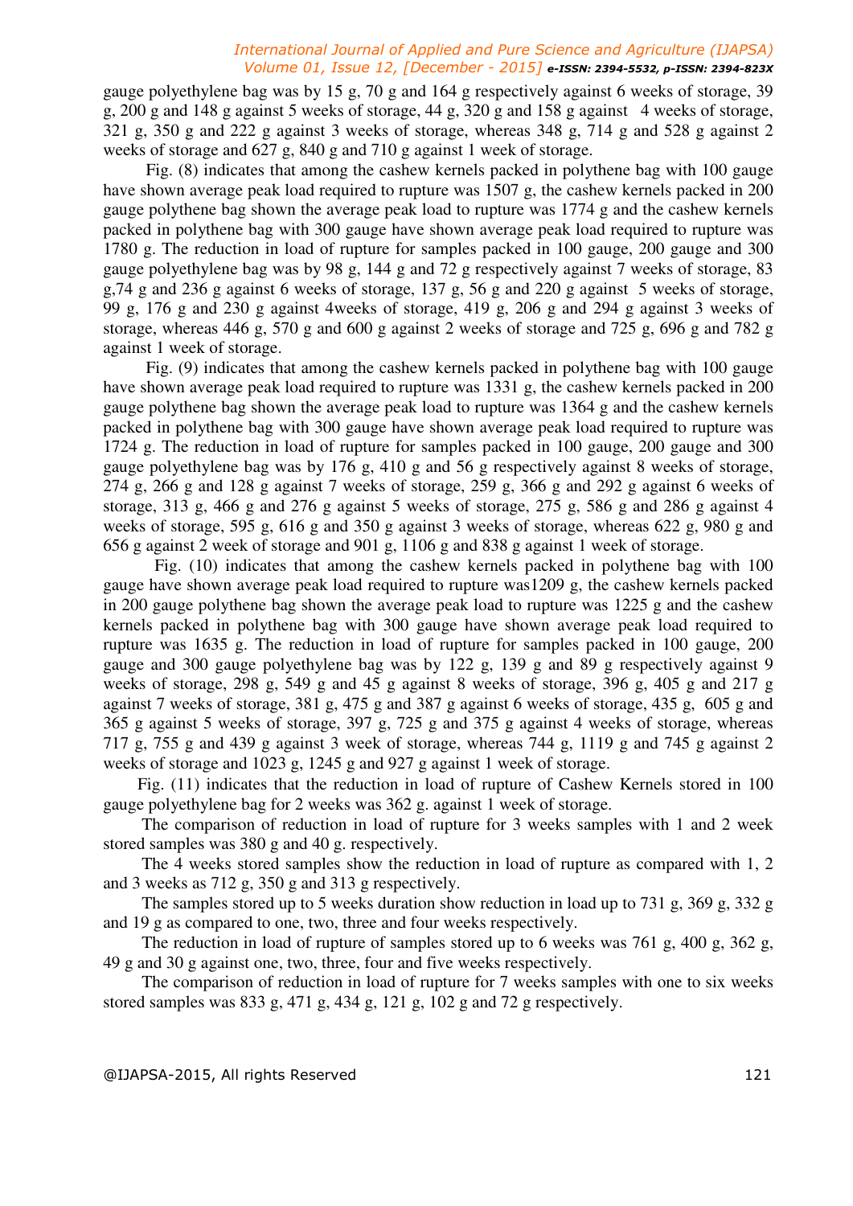gauge polyethylene bag was by 15 g, 70 g and 164 g respectively against 6 weeks of storage, 39 g, 200 g and 148 g against 5 weeks of storage, 44 g, 320 g and 158 g against 4 weeks of storage, 321 g, 350 g and 222 g against 3 weeks of storage, whereas 348 g, 714 g and 528 g against 2 weeks of storage and 627 g, 840 g and 710 g against 1 week of storage.

Fig. (8) indicates that among the cashew kernels packed in polythene bag with 100 gauge have shown average peak load required to rupture was 1507 g, the cashew kernels packed in 200 gauge polythene bag shown the average peak load to rupture was 1774 g and the cashew kernels packed in polythene bag with 300 gauge have shown average peak load required to rupture was 1780 g. The reduction in load of rupture for samples packed in 100 gauge, 200 gauge and 300 gauge polyethylene bag was by 98 g, 144 g and 72 g respectively against 7 weeks of storage, 83 g,74 g and 236 g against 6 weeks of storage, 137 g, 56 g and 220 g against 5 weeks of storage, 99 g, 176 g and 230 g against 4weeks of storage, 419 g, 206 g and 294 g against 3 weeks of storage, whereas 446 g, 570 g and 600 g against 2 weeks of storage and 725 g, 696 g and 782 g against 1 week of storage.

Fig. (9) indicates that among the cashew kernels packed in polythene bag with 100 gauge have shown average peak load required to rupture was 1331 g, the cashew kernels packed in 200 gauge polythene bag shown the average peak load to rupture was 1364 g and the cashew kernels packed in polythene bag with 300 gauge have shown average peak load required to rupture was 1724 g. The reduction in load of rupture for samples packed in 100 gauge, 200 gauge and 300 gauge polyethylene bag was by 176 g, 410 g and 56 g respectively against 8 weeks of storage, 274 g, 266 g and 128 g against 7 weeks of storage, 259 g, 366 g and 292 g against 6 weeks of storage, 313 g, 466 g and 276 g against 5 weeks of storage, 275 g, 586 g and 286 g against 4 weeks of storage, 595 g, 616 g and 350 g against 3 weeks of storage, whereas 622 g, 980 g and 656 g against 2 week of storage and 901 g, 1106 g and 838 g against 1 week of storage.

Fig. (10) indicates that among the cashew kernels packed in polythene bag with 100 gauge have shown average peak load required to rupture was1209 g, the cashew kernels packed in 200 gauge polythene bag shown the average peak load to rupture was 1225 g and the cashew kernels packed in polythene bag with 300 gauge have shown average peak load required to rupture was 1635 g. The reduction in load of rupture for samples packed in 100 gauge, 200 gauge and 300 gauge polyethylene bag was by 122 g, 139 g and 89 g respectively against 9 weeks of storage, 298 g, 549 g and 45 g against 8 weeks of storage, 396 g, 405 g and 217 g against 7 weeks of storage, 381 g, 475 g and 387 g against 6 weeks of storage, 435 g, 605 g and 365 g against 5 weeks of storage, 397 g, 725 g and 375 g against 4 weeks of storage, whereas 717 g, 755 g and 439 g against 3 week of storage, whereas 744 g, 1119 g and 745 g against 2 weeks of storage and 1023 g, 1245 g and 927 g against 1 week of storage.

Fig. (11) indicates that the reduction in load of rupture of Cashew Kernels stored in 100 gauge polyethylene bag for 2 weeks was 362 g. against 1 week of storage.

The comparison of reduction in load of rupture for 3 weeks samples with 1 and 2 week stored samples was 380 g and 40 g. respectively.

The 4 weeks stored samples show the reduction in load of rupture as compared with 1, 2 and 3 weeks as 712 g, 350 g and 313 g respectively.

The samples stored up to 5 weeks duration show reduction in load up to 731 g, 369 g, 332 g and 19 g as compared to one, two, three and four weeks respectively.

The reduction in load of rupture of samples stored up to 6 weeks was 761 g, 400 g, 362 g, 49 g and 30 g against one, two, three, four and five weeks respectively.

The comparison of reduction in load of rupture for 7 weeks samples with one to six weeks stored samples was 833 g, 471 g, 434 g, 121 g, 102 g and 72 g respectively.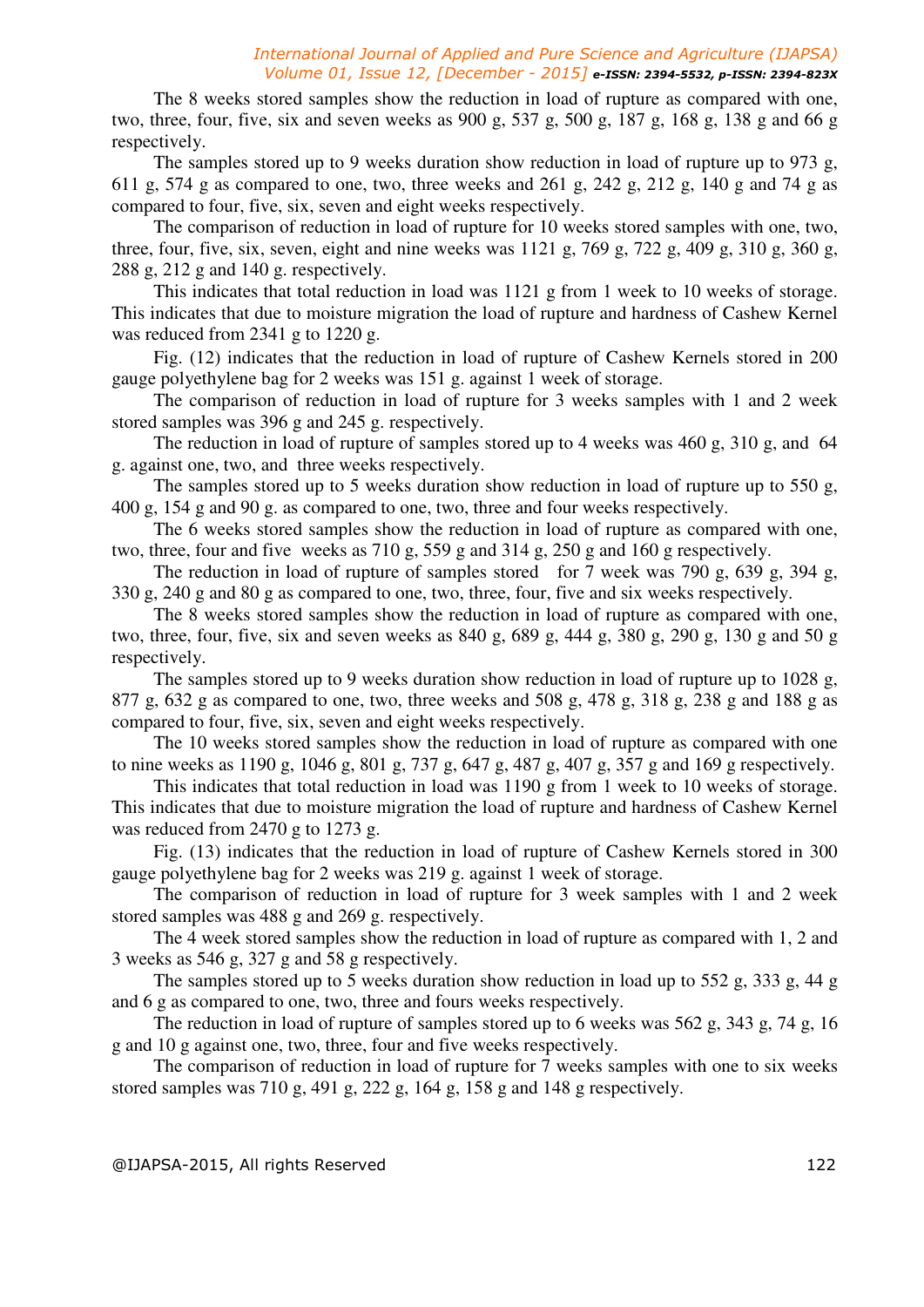The 8 weeks stored samples show the reduction in load of rupture as compared with one, two, three, four, five, six and seven weeks as 900 g, 537 g, 500 g, 187 g, 168 g, 138 g and 66 g respectively.

The samples stored up to 9 weeks duration show reduction in load of rupture up to 973 g, 611 g, 574 g as compared to one, two, three weeks and 261 g, 242 g, 212 g, 140 g and 74 g as compared to four, five, six, seven and eight weeks respectively.

The comparison of reduction in load of rupture for 10 weeks stored samples with one, two, three, four, five, six, seven, eight and nine weeks was 1121 g, 769 g, 722 g, 409 g, 310 g, 360 g, 288 g, 212 g and 140 g. respectively.

This indicates that total reduction in load was 1121 g from 1 week to 10 weeks of storage. This indicates that due to moisture migration the load of rupture and hardness of Cashew Kernel was reduced from 2341 g to 1220 g.

Fig. (12) indicates that the reduction in load of rupture of Cashew Kernels stored in 200 gauge polyethylene bag for 2 weeks was 151 g. against 1 week of storage.

The comparison of reduction in load of rupture for 3 weeks samples with 1 and 2 week stored samples was 396 g and 245 g. respectively.

The reduction in load of rupture of samples stored up to 4 weeks was 460 g, 310 g, and 64 g. against one, two, and three weeks respectively.

The samples stored up to 5 weeks duration show reduction in load of rupture up to 550 g, 400 g, 154 g and 90 g. as compared to one, two, three and four weeks respectively.

The 6 weeks stored samples show the reduction in load of rupture as compared with one, two, three, four and five weeks as 710 g, 559 g and 314 g, 250 g and 160 g respectively.

The reduction in load of rupture of samples stored for 7 week was 790 g, 639 g, 394 g, 330 g, 240 g and 80 g as compared to one, two, three, four, five and six weeks respectively.

The 8 weeks stored samples show the reduction in load of rupture as compared with one, two, three, four, five, six and seven weeks as 840 g, 689 g, 444 g, 380 g, 290 g, 130 g and 50 g respectively.

The samples stored up to 9 weeks duration show reduction in load of rupture up to 1028 g, 877 g, 632 g as compared to one, two, three weeks and 508 g, 478 g, 318 g, 238 g and 188 g as compared to four, five, six, seven and eight weeks respectively.

The 10 weeks stored samples show the reduction in load of rupture as compared with one to nine weeks as 1190 g, 1046 g, 801 g, 737 g, 647 g, 487 g, 407 g, 357 g and 169 g respectively.

This indicates that total reduction in load was 1190 g from 1 week to 10 weeks of storage. This indicates that due to moisture migration the load of rupture and hardness of Cashew Kernel was reduced from 2470 g to 1273 g.

Fig. (13) indicates that the reduction in load of rupture of Cashew Kernels stored in 300 gauge polyethylene bag for 2 weeks was 219 g. against 1 week of storage.

The comparison of reduction in load of rupture for 3 week samples with 1 and 2 week stored samples was 488 g and 269 g. respectively.

The 4 week stored samples show the reduction in load of rupture as compared with 1, 2 and 3 weeks as 546 g, 327 g and 58 g respectively.

The samples stored up to 5 weeks duration show reduction in load up to 552 g, 333 g, 44 g and 6 g as compared to one, two, three and fours weeks respectively.

The reduction in load of rupture of samples stored up to 6 weeks was 562 g, 343 g, 74 g, 16 g and 10 g against one, two, three, four and five weeks respectively.

The comparison of reduction in load of rupture for 7 weeks samples with one to six weeks stored samples was 710 g, 491 g, 222 g, 164 g, 158 g and 148 g respectively.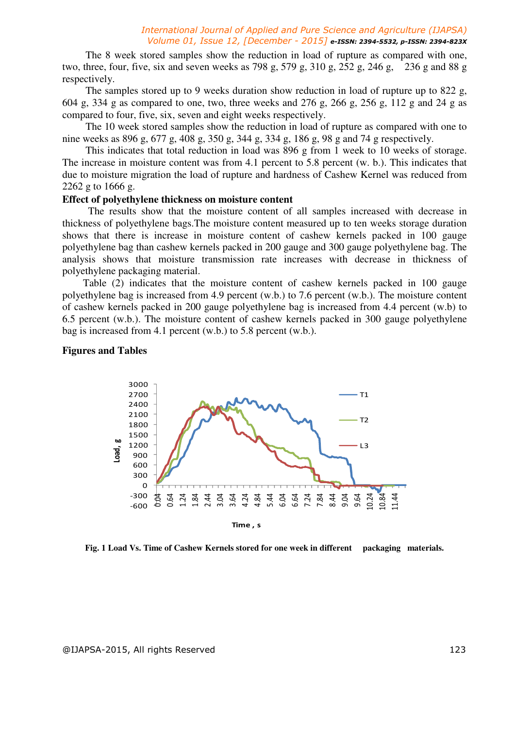The 8 week stored samples show the reduction in load of rupture as compared with one, two, three, four, five, six and seven weeks as 798 g, 579 g, 310 g, 252 g, 246 g, 236 g and 88 g respectively.

The samples stored up to 9 weeks duration show reduction in load of rupture up to 822 g, 604 g, 334 g as compared to one, two, three weeks and 276 g, 266 g, 256 g, 112 g and 24 g as compared to four, five, six, seven and eight weeks respectively.

The 10 week stored samples show the reduction in load of rupture as compared with one to nine weeks as 896 g, 677 g, 408 g, 350 g, 344 g, 334 g, 186 g, 98 g and 74 g respectively.

This indicates that total reduction in load was 896 g from 1 week to 10 weeks of storage. The increase in moisture content was from 4.1 percent to 5.8 percent (w. b.). This indicates that due to moisture migration the load of rupture and hardness of Cashew Kernel was reduced from 2262 g to 1666 g.

**Effect of polyethylene thickness on moisture content**

The results show that the moisture content of all samples increased with decrease in thickness of polyethylene bags.The moisture content measured up to ten weeks storage duration shows that there is increase in moisture content of cashew kernels packed in 100 gauge polyethylene bag than cashew kernels packed in 200 gauge and 300 gauge polyethylene bag. The analysis shows that moisture transmission rate increases with decrease in thickness of polyethylene packaging material.

Table (2) indicates that the moisture content of cashew kernels packed in 100 gauge polyethylene bag is increased from 4.9 percent (w.b.) to 7.6 percent (w.b.). The moisture content of cashew kernels packed in 200 gauge polyethylene bag is increased from 4.4 percent (w.b) to 6.5 percent (w.b.). The moisture content of cashew kernels packed in 300 gauge polyethylene bag is increased from 4.1 percent (w.b.) to 5.8 percent (w.b.).

**Figures and Tables**

**Fig. 1 Load Vs. Time of Cashew Kernels stored for one week in different packaging materials.**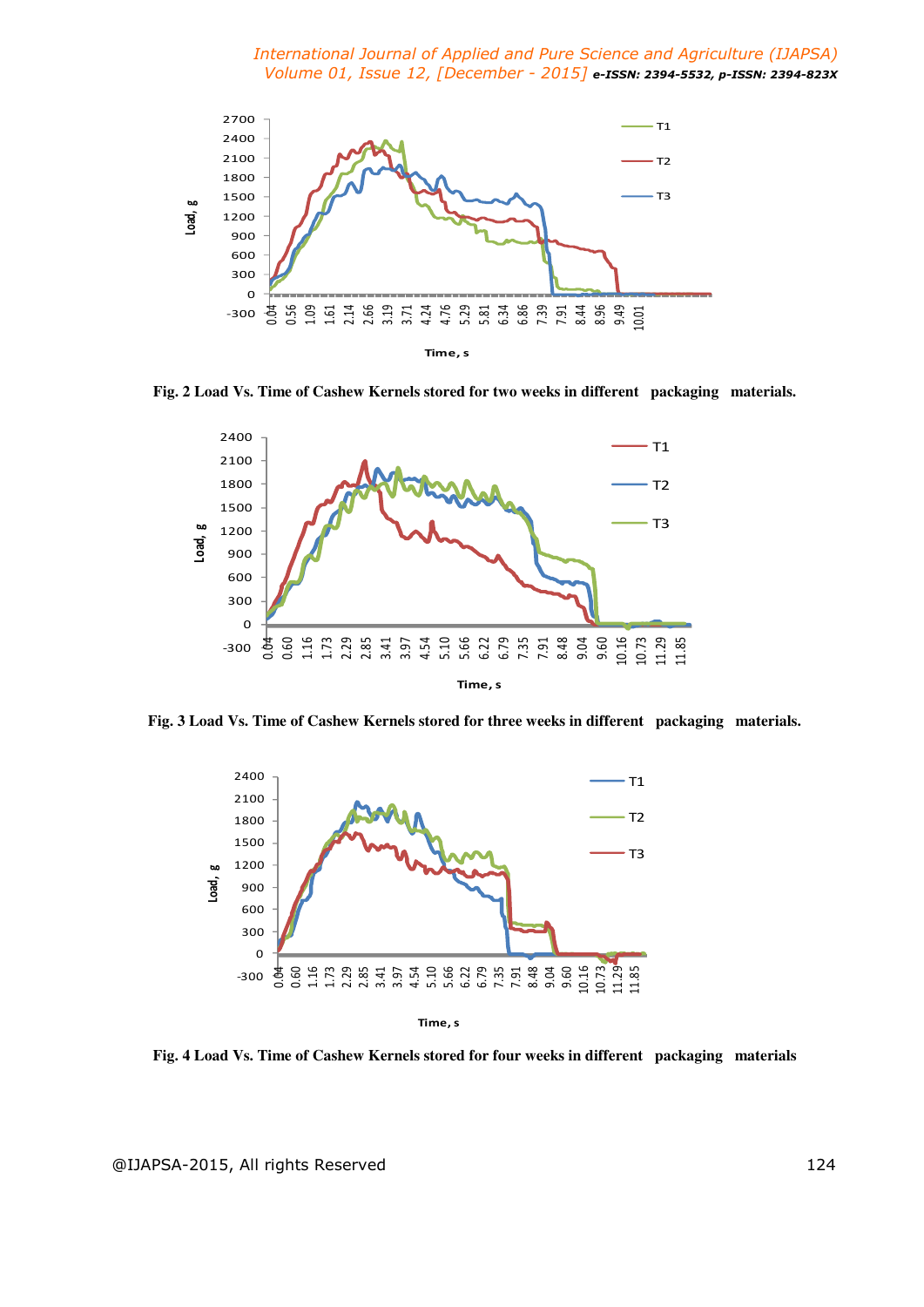Fig. 2 Load Vs. Time of Cashew Kernels stored for two weeks in different packaging materials.

Fig. 3 Load Vs. Time of Cashew Kernels stored for three weeks in different packaging materials.

Fig. 4 Load Vs. Time of Cashew Kernels stored for four weeks in different packaging materials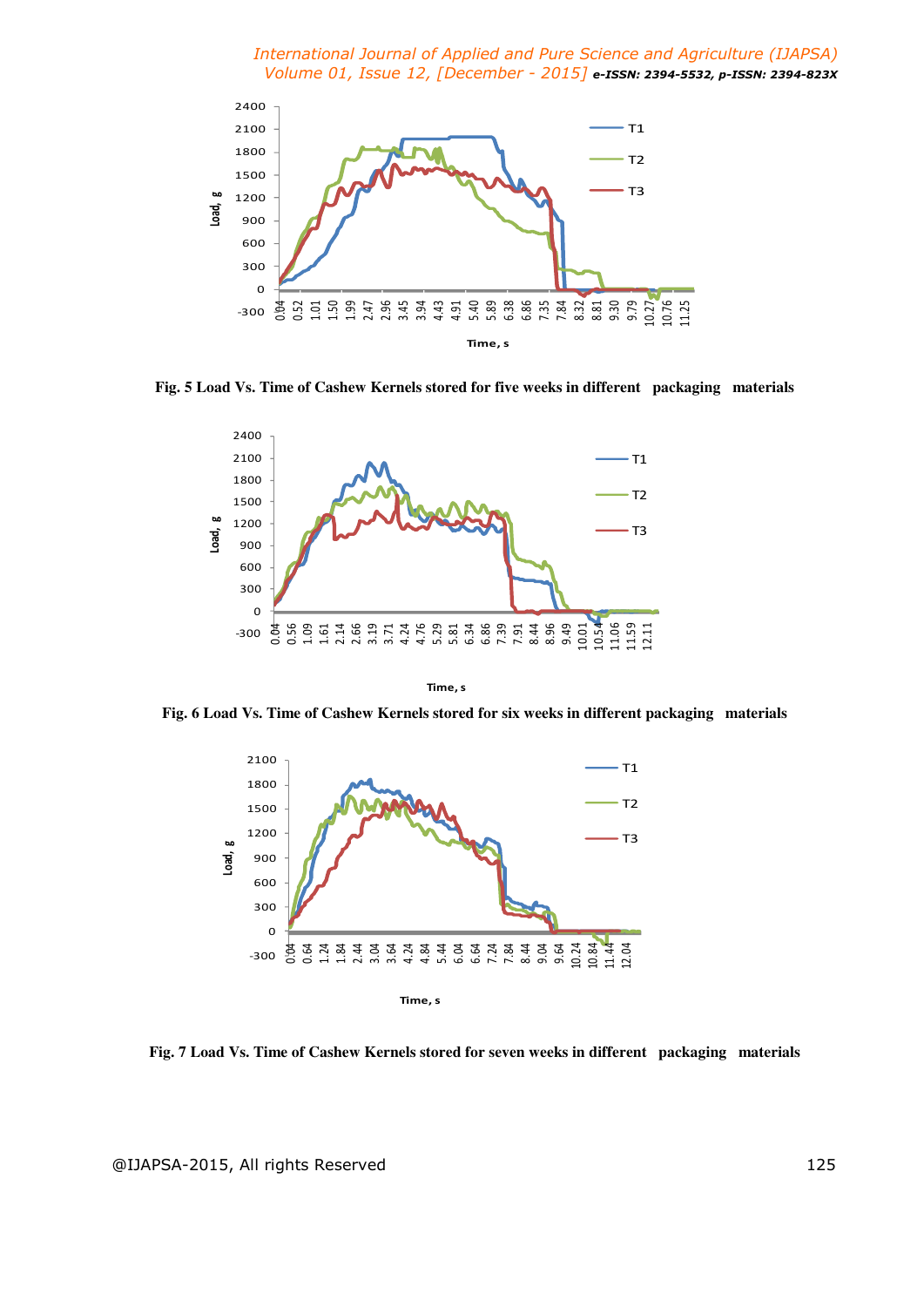Fig. 5 Load Vs. Time of Cashew Kernels stored for five weeks in different packaging materials

Fig. 6 Load Vs. Time of Cashew Kernels stored for six weeks in different packaging materials

Fig. 7 Load Vs. Time of Cashew Kernels stored for seven weeks in different packaging materials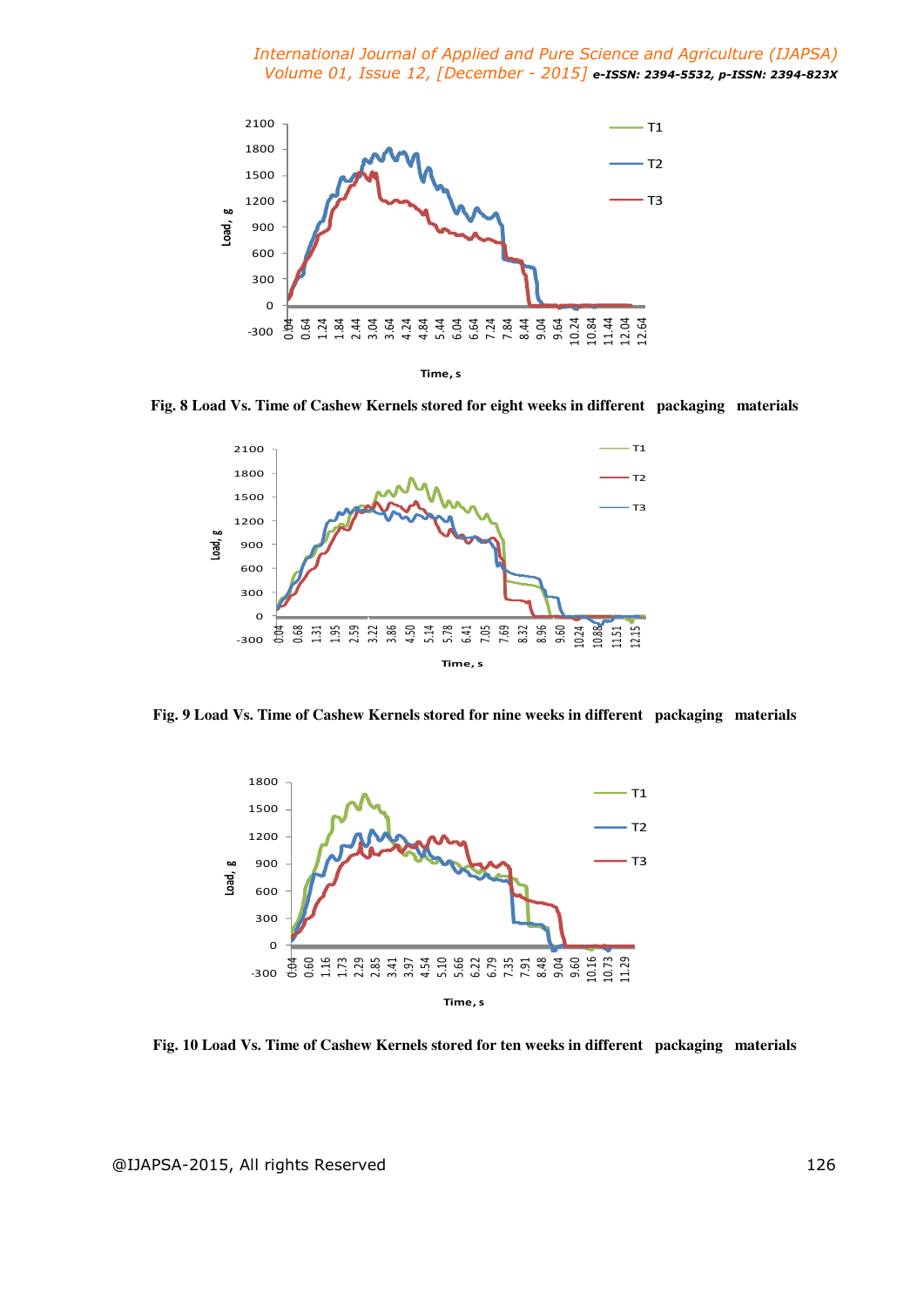**Fig. 8 Load Vs. Time of Cashew Kernels stored for eight weeks in different packaging materials**

**Fig. 9 Load Vs. Time of Cashew Kernels stored for nine weeks in different packaging materials**

**Fig. 10 Load Vs. Time of Cashew Kernels stored for ten weeks in different packaging materials**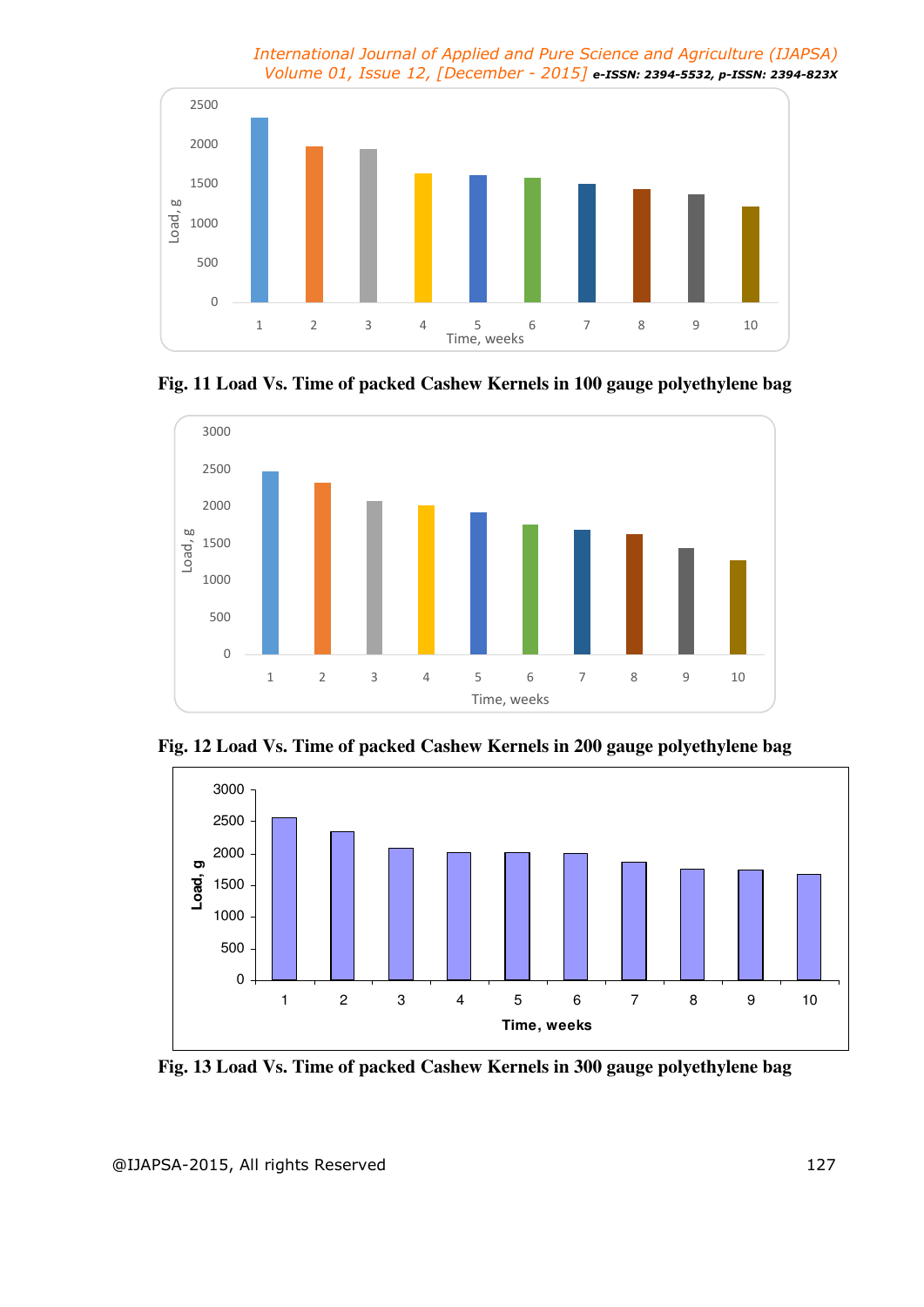Fig. 11 Load Vs. Time of packed Cashew Kernels in 100 gauge polyethylene bag

Fig. 12 Load Vs. Time of packed Cashew Kernels in 200 gauge polyethylene bag

Fig. 13 Load Vs. Time of packed Cashew Kernels in 300 gauge polyethylene bag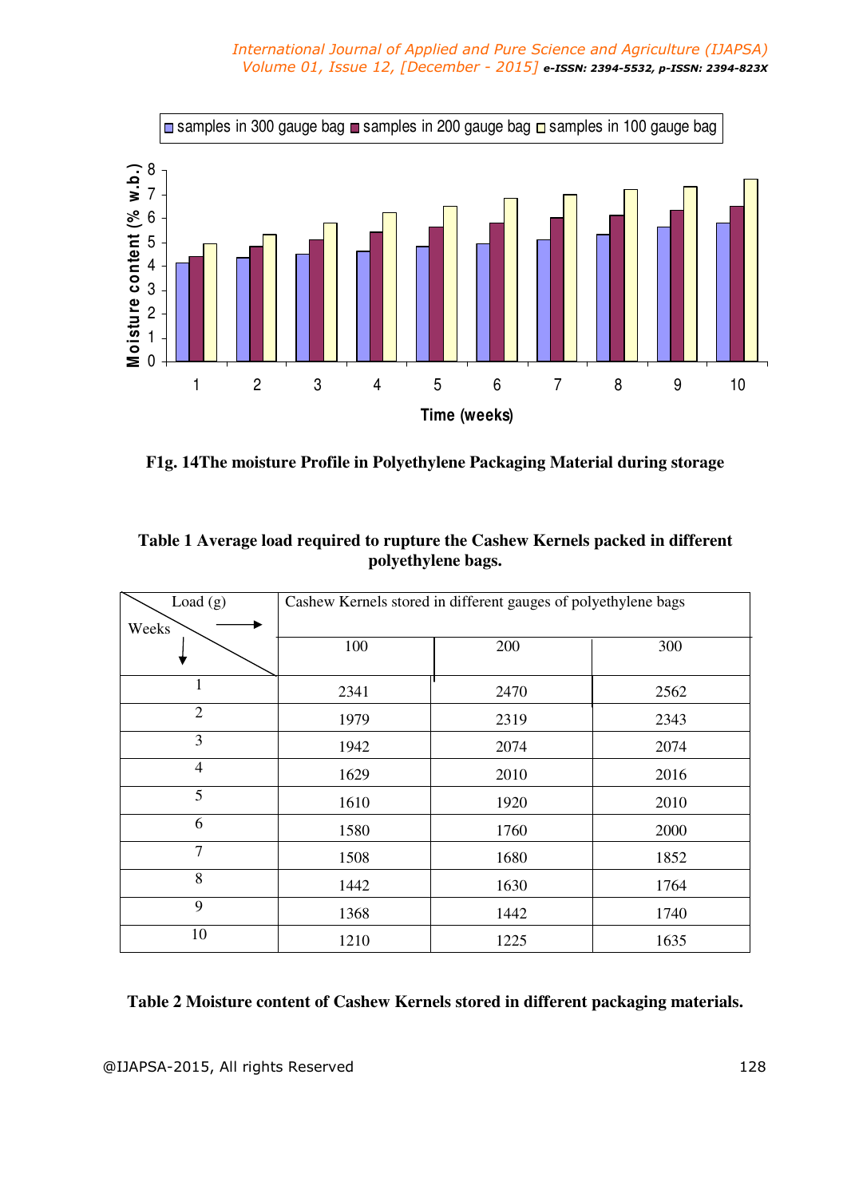Fig. 14The moisture Profile in Polyethylene Packaging Material during storage

**Table 1 Average load required to rupture the Cashew Kernels packed in different polyethylene bags.**

| Weeks ↓ / Load (g) → | Cashew Kernels stored in different gauges of polyethylene bags | | |
|---|---|---|---|
| | 100 | 200 | 300 |
| 1 | 2341 | 2470 | 2562 |
| 2 | 1979 | 2319 | 2343 |
| 3 | 1942 | 2074 | 2074 |
| 4 | 1629 | 2010 | 2016 |
| 5 | 1610 | 1920 | 2010 |
| 6 | 1580 | 1760 | 2000 |
| 7 | 1508 | 1680 | 1852 |
| 8 | 1442 | 1630 | 1764 |
| 9 | 1368 | 1442 | 1740 |
| 10 | 1210 | 1225 | 1635 |

**Table 2 Moisture content of Cashew Kernels stored in different packaging materials.**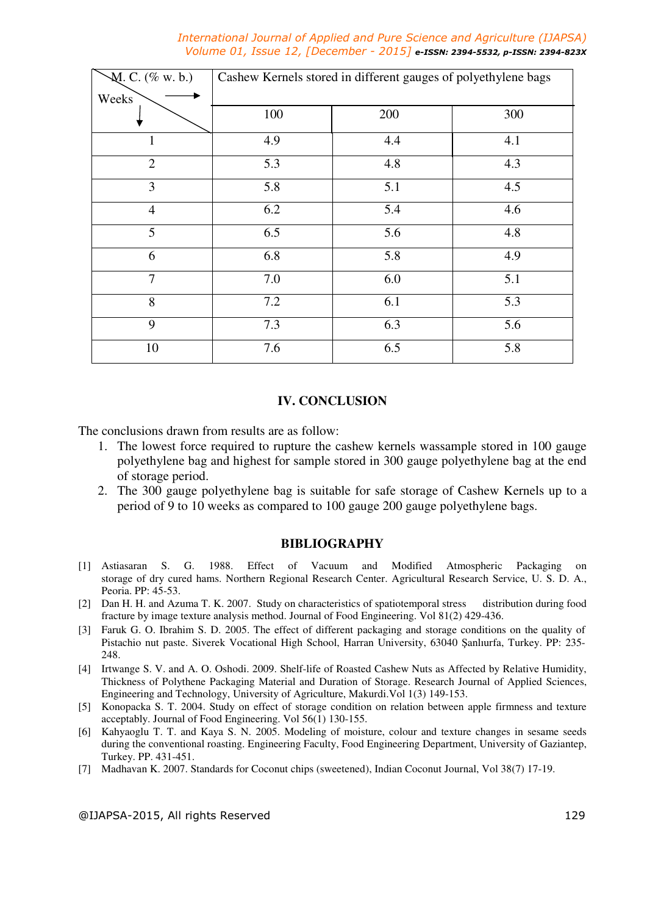| M. C. (% w. b.) Weeks | Cashew Kernels stored in different gauges of polyethylene bags | | |
|---|---|---|---|
| | 100 | 200 | 300 |
| 1 | 4.9 | 4.4 | 4.1 |
| 2 | 5.3 | 4.8 | 4.3 |
| 3 | 5.8 | 5.1 | 4.5 |
| 4 | 6.2 | 5.4 | 4.6 |
| 5 | 6.5 | 5.6 | 4.8 |
| 6 | 6.8 | 5.8 | 4.9 |
| 7 | 7.0 | 6.0 | 5.1 |
| 8 | 7.2 | 6.1 | 5.3 |
| 9 | 7.3 | 6.3 | 5.6 |
| 10 | 7.6 | 6.5 | 5.8 |

## IV. CONCLUSION

The conclusions drawn from results are as follow:

1. The lowest force required to rupture the cashew kernels wassample stored in 100 gauge polyethylene bag and highest for sample stored in 300 gauge polyethylene bag at the end of storage period.
2. The 300 gauge polyethylene bag is suitable for safe storage of Cashew Kernels up to a period of 9 to 10 weeks as compared to 100 gauge 200 gauge polyethylene bags.

## BIBLIOGRAPHY

[1] Astiasaran S. G. 1988. Effect of Vacuum and Modified Atmospheric Packaging on storage of dry cured hams. Northern Regional Research Center. Agricultural Research Service, U. S. D. A., Peoria. PP: 45-53.

[2] Dan H. H. and Azuma T. K. 2007. Study on characteristics of spatiotemporal stress distribution during food fracture by image texture analysis method. Journal of Food Engineering. Vol 81(2) 429-436.

[3] Faruk G. O. Ibrahim S. D. 2005. The effect of different packaging and storage conditions on the quality of Pistachio nut paste. Siverek Vocational High School, Harran University, 63040 Şanlıurfa, Turkey. PP: 235-248.

[4] Irtwange S. V. and A. O. Oshodi. 2009. Shelf-life of Roasted Cashew Nuts as Affected by Relative Humidity, Thickness of Polythene Packaging Material and Duration of Storage. Research Journal of Applied Sciences, Engineering and Technology, University of Agriculture, Makurdi.Vol 1(3) 149-153.

[5] Konopacka S. T. 2004. Study on effect of storage condition on relation between apple firmness and texture acceptably. Journal of Food Engineering. Vol 56(1) 130-155.

[6] Kahyaoglu T. T. and Kaya S. N. 2005. Modeling of moisture, colour and texture changes in sesame seeds during the conventional roasting. Engineering Faculty, Food Engineering Department, University of Gaziantep, Turkey. PP. 431-451.

[7] Madhavan K. 2007. Standards for Coconut chips (sweetened), Indian Coconut Journal, Vol 38(7) 17-19.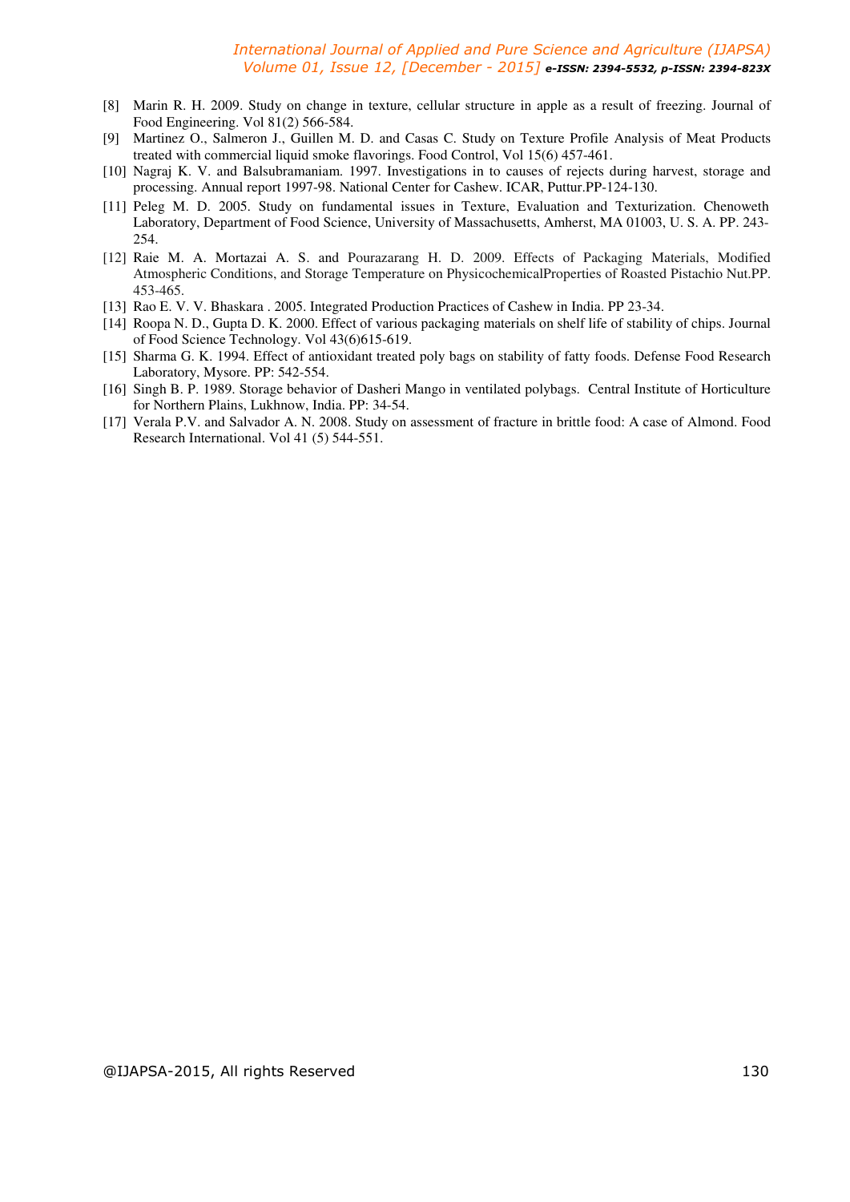[8] Marin R. H. 2009. Study on change in texture, cellular structure in apple as a result of freezing. Journal of Food Engineering. Vol 81(2) 566-584.

[9] Martinez O., Salmeron J., Guillen M. D. and Casas C. Study on Texture Profile Analysis of Meat Products treated with commercial liquid smoke flavorings. Food Control, Vol 15(6) 457-461.

[10] Nagraj K. V. and Balsubramaniam. 1997. Investigations in to causes of rejects during harvest, storage and processing. Annual report 1997-98. National Center for Cashew. ICAR, Puttur.PP-124-130.

[11] Peleg M. D. 2005. Study on fundamental issues in Texture, Evaluation and Texturization. Chenoweth Laboratory, Department of Food Science, University of Massachusetts, Amherst, MA 01003, U. S. A. PP. 243-254.

[12] Raie M. A. Mortazai A. S. and Pourazarang H. D. 2009. Effects of Packaging Materials, Modified Atmospheric Conditions, and Storage Temperature on PhysicochemicalProperties of Roasted Pistachio Nut.PP. 453-465.

[13] Rao E. V. V. Bhaskara . 2005. Integrated Production Practices of Cashew in India. PP 23-34.

[14] Roopa N. D., Gupta D. K. 2000. Effect of various packaging materials on shelf life of stability of chips. Journal of Food Science Technology. Vol 43(6)615-619.

[15] Sharma G. K. 1994. Effect of antioxidant treated poly bags on stability of fatty foods. Defense Food Research Laboratory, Mysore. PP: 542-554.

[16] Singh B. P. 1989. Storage behavior of Dasheri Mango in ventilated polybags. Central Institute of Horticulture for Northern Plains, Lukhnow, India. PP: 34-54.

[17] Verala P.V. and Salvador A. N. 2008. Study on assessment of fracture in brittle food: A case of Almond. Food Research International. Vol 41 (5) 544-551.